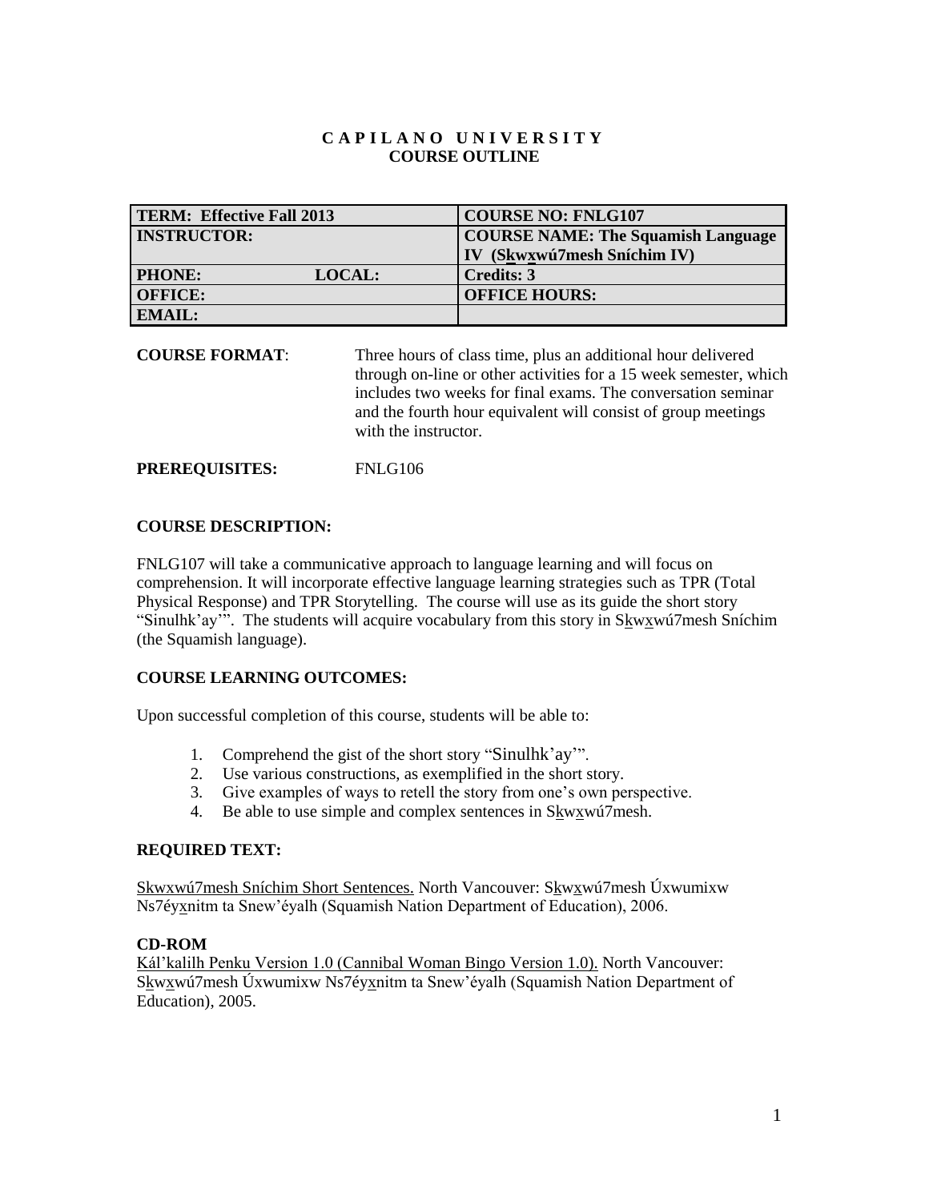**C A P I L A N O U N I V E R S I T Y**
**COURSE OUTLINE**

| TERM: Effective Fall 2013 | COURSE NO: FNLG107 |
|---|---|
| INSTRUCTOR: | COURSE NAME: The Squamish Language IV (S<u>k</u>w<u>x</u>wú7mesh Sníchim IV) |
| PHONE: LOCAL: | Credits: 3 |
| OFFICE: | OFFICE HOURS: |
| EMAIL: | |

**COURSE FORMAT**: Three hours of class time, plus an additional hour delivered through on-line or other activities for a 15 week semester, which includes two weeks for final exams. The conversation seminar and the fourth hour equivalent will consist of group meetings with the instructor.

**PREREQUISITES:** FNLG106

**COURSE DESCRIPTION:**

FNLG107 will take a communicative approach to language learning and will focus on comprehension. It will incorporate effective language learning strategies such as TPR (Total Physical Response) and TPR Storytelling. The course will use as its guide the short story "Sinulhk'ay'". The students will acquire vocabulary from this story in S<u>k</u>w<u>x</u>wú7mesh Sníchim (the Squamish language).

**COURSE LEARNING OUTCOMES:**

Upon successful completion of this course, students will be able to:

1. Comprehend the gist of the short story "Sinulhk'ay'".
2. Use various constructions, as exemplified in the short story.
3. Give examples of ways to retell the story from one's own perspective.
4. Be able to use simple and complex sentences in S<u>k</u>w<u>x</u>wú7mesh.

**REQUIRED TEXT:**

<u>Skwxwú7mesh Sníchim Short Sentences.</u> North Vancouver: S<u>k</u>w<u>x</u>wú7mesh Úxwumixw Ns7éy<u>x</u>nitm ta Snew'éyalh (Squamish Nation Department of Education), 2006.

**CD-ROM**

<u>Kál'kalilh Penku Version 1.0 (Cannibal Woman Bingo Version 1.0).</u> North Vancouver: S<u>k</u>w<u>x</u>wú7mesh Úxwumixw Ns7éy<u>x</u>nitm ta Snew'éyalh (Squamish Nation Department of Education), 2005.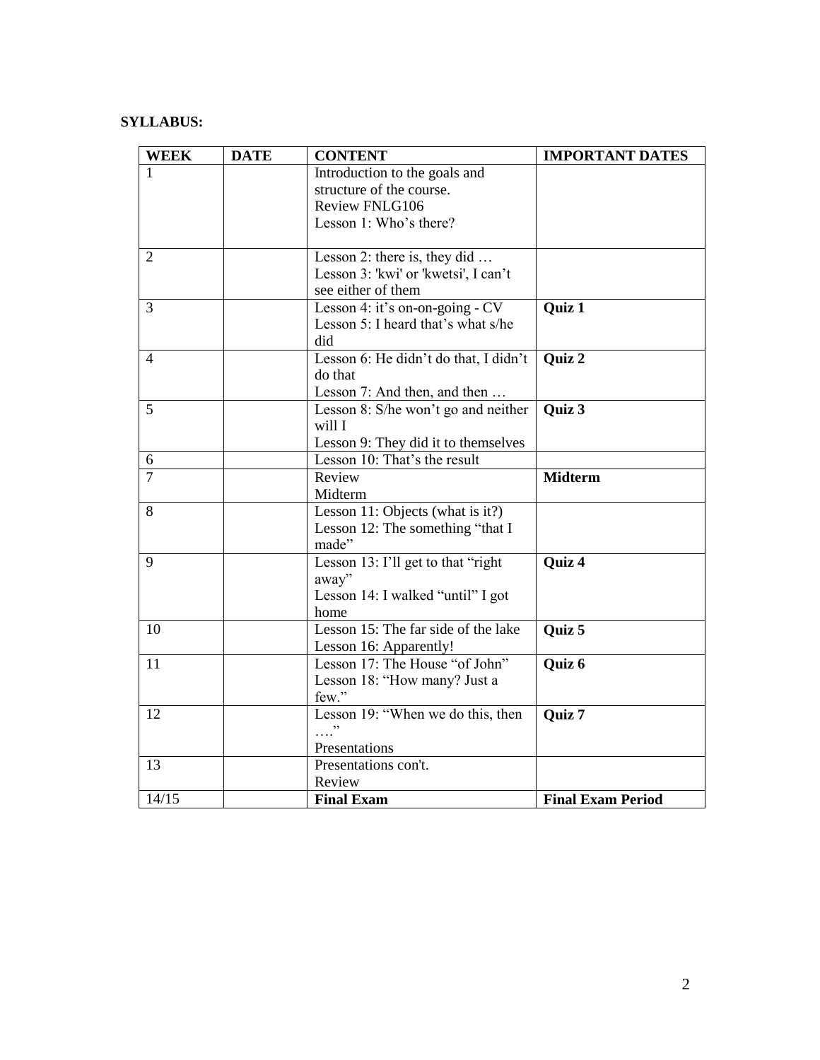**SYLLABUS:**

| WEEK | DATE | CONTENT | IMPORTANT DATES |
| --- | --- | --- | --- |
| 1 | | Introduction to the goals and structure of the course.<br>Review FNLG106<br>Lesson 1: Who's there? | |
| 2 | | Lesson 2: there is, they did …<br>Lesson 3: 'kwi' or 'kwetsi', I can't see either of them | |
| 3 | | Lesson 4: it's on-on-going - CV<br>Lesson 5: I heard that's what s/he did | **Quiz 1** |
| 4 | | Lesson 6: He didn't do that, I didn't do that<br>Lesson 7: And then, and then … | **Quiz 2** |
| 5 | | Lesson 8: S/he won't go and neither will I<br>Lesson 9: They did it to themselves | **Quiz 3** |
| 6 | | Lesson 10: That's the result | |
| 7 | | Review<br>Midterm | **Midterm** |
| 8 | | Lesson 11: Objects (what is it?)<br>Lesson 12: The something "that I made" | |
| 9 | | Lesson 13: I'll get to that "right away"<br>Lesson 14: I walked "until" I got home | **Quiz 4** |
| 10 | | Lesson 15: The far side of the lake<br>Lesson 16: Apparently! | **Quiz 5** |
| 11 | | Lesson 17: The House "of John"<br>Lesson 18: "How many? Just a few." | **Quiz 6** |
| 12 | | Lesson 19: "When we do this, then …."<br>Presentations | **Quiz 7** |
| 13 | | Presentations con't.<br>Review | |
| 14/15 | | **Final Exam** | **Final Exam Period** |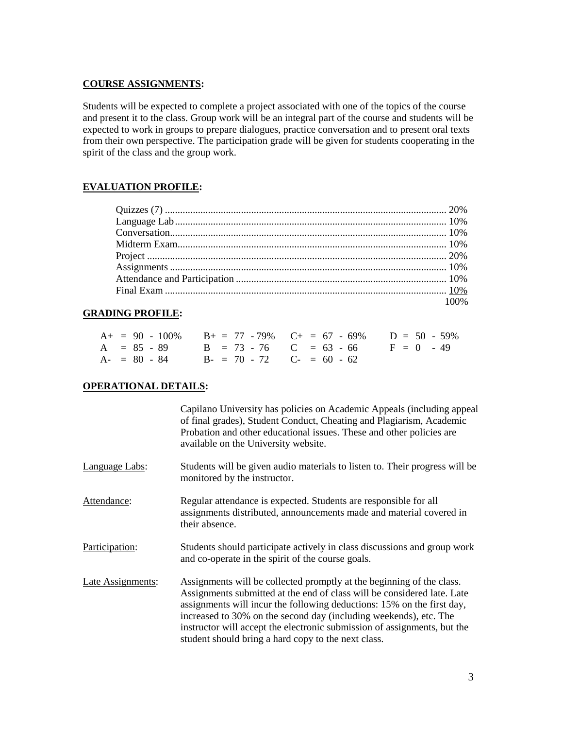**COURSE ASSIGNMENTS:**

Students will be expected to complete a project associated with one of the topics of the course and present it to the class. Group work will be an integral part of the course and students will be expected to work in groups to prepare dialogues, practice conversation and to present oral texts from their own perspective. The participation grade will be given for students cooperating in the spirit of the class and the group work.

**EVALUATION PROFILE:**

| | |
|---|---|
| Quizzes (7) | 20% |
| Language Lab | 10% |
| Conversation | 10% |
| Midterm Exam | 10% |
| Project | 20% |
| Assignments | 10% |
| Attendance and Participation | 10% |
| Final Exam | 10% |
| | 100% |

**GRADING PROFILE:**

| | | | |
|---|---|---|---|
| A+ = 90 - 100% | B+ = 77 - 79% | C+ = 67 - 69% | D = 50 - 59% |
| A = 85 - 89 | B = 73 - 76 | C = 63 - 66 | F = 0 - 49 |
| A- = 80 - 84 | B- = 70 - 72 | C- = 60 - 62 | |

**OPERATIONAL DETAILS:**

Capilano University has policies on Academic Appeals (including appeal of final grades), Student Conduct, Cheating and Plagiarism, Academic Probation and other educational issues. These and other policies are available on the University website.

Language Labs: Students will be given audio materials to listen to. Their progress will be monitored by the instructor.

Attendance: Regular attendance is expected. Students are responsible for all assignments distributed, announcements made and material covered in their absence.

Participation: Students should participate actively in class discussions and group work and co-operate in the spirit of the course goals.

Late Assignments: Assignments will be collected promptly at the beginning of the class. Assignments submitted at the end of class will be considered late. Late assignments will incur the following deductions: 15% on the first day, increased to 30% on the second day (including weekends), etc. The instructor will accept the electronic submission of assignments, but the student should bring a hard copy to the next class.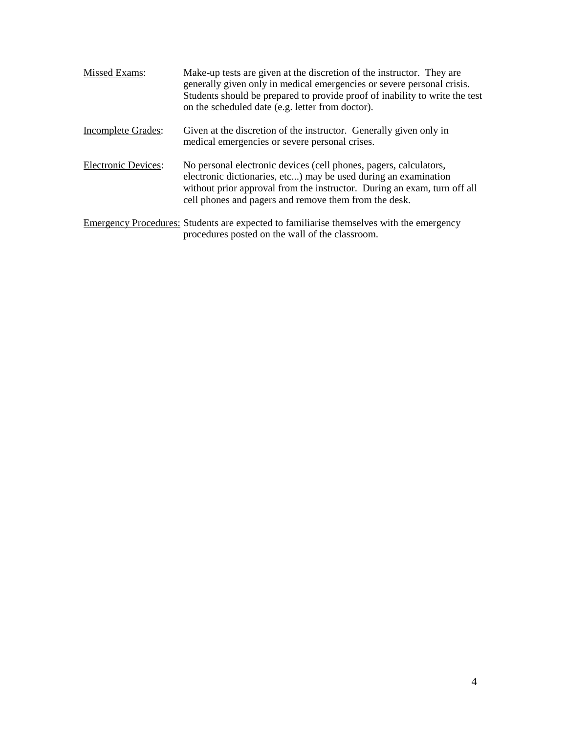Missed Exams: Make-up tests are given at the discretion of the instructor. They are generally given only in medical emergencies or severe personal crisis. Students should be prepared to provide proof of inability to write the test on the scheduled date (e.g. letter from doctor).

Incomplete Grades: Given at the discretion of the instructor. Generally given only in medical emergencies or severe personal crises.

Electronic Devices: No personal electronic devices (cell phones, pagers, calculators, electronic dictionaries, etc...) may be used during an examination without prior approval from the instructor. During an exam, turn off all cell phones and pagers and remove them from the desk.

Emergency Procedures: Students are expected to familiarise themselves with the emergency procedures posted on the wall of the classroom.